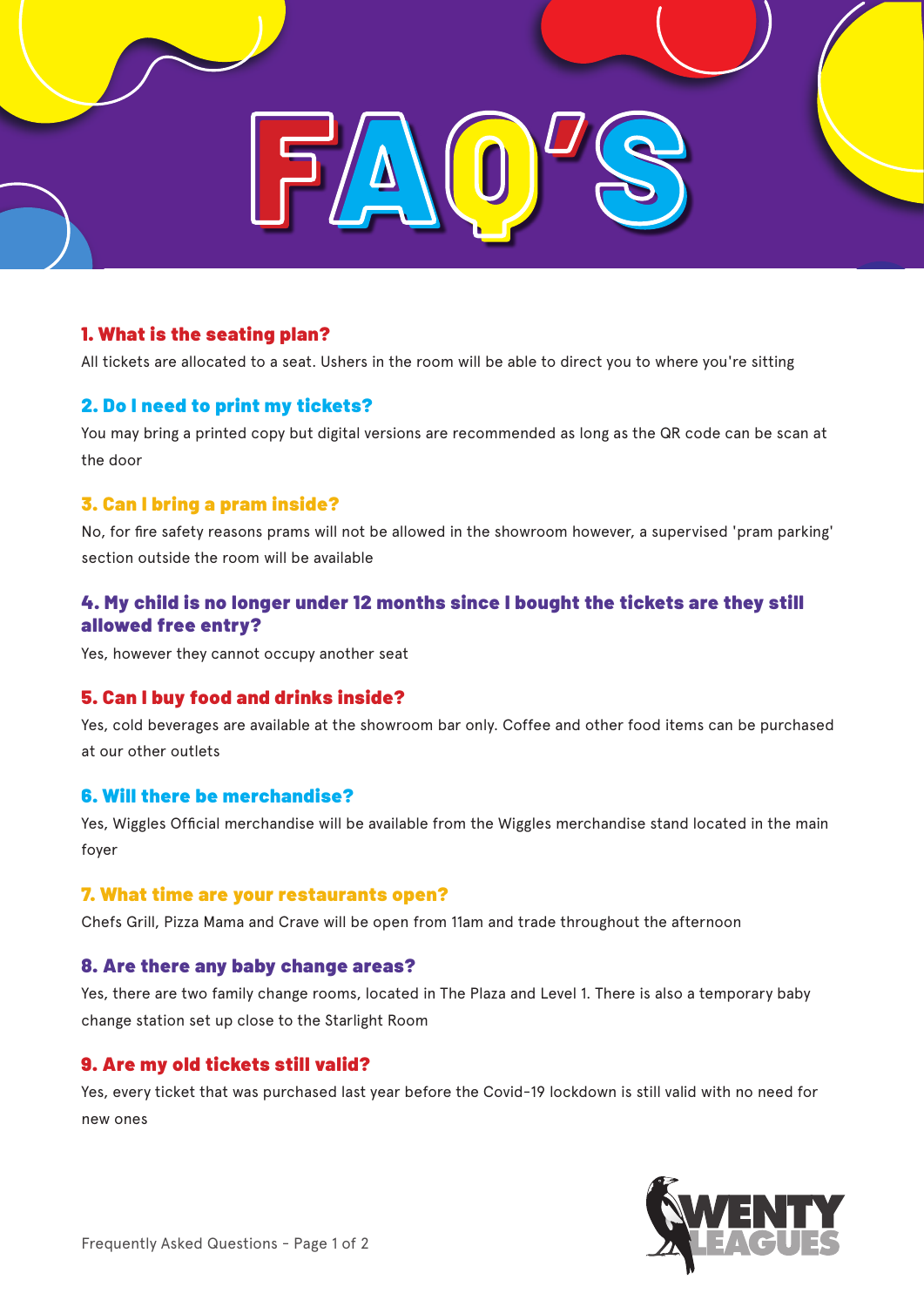# FAQ'S

### 1. What is the seating plan?

All tickets are allocated to a seat. Ushers in the room will be able to direct you to where you're sitting

### 2. Do I need to print my tickets?

You may bring a printed copy but digital versions are recommended as long as the QR code can be scan at the door

### 3. Can I bring a pram inside?

No, for fire safety reasons prams will not be allowed in the showroom however, a supervised 'pram parking' section outside the room will be available

### 4. My child is no longer under 12 months since I bought the tickets are they still allowed free entry?

Yes, however they cannot occupy another seat

### 5. Can I buy food and drinks inside?

Yes, cold beverages are available at the showroom bar only. Coffee and other food items can be purchased at our other outlets

### 6. Will there be merchandise?

Yes, Wiggles Official merchandise will be available from the Wiggles merchandise stand located in the main foyer

### 7. What time are your restaurants open?

Chefs Grill, Pizza Mama and Crave will be open from 11am and trade throughout the afternoon

### 8. Are there any baby change areas?

Yes, there are two family change rooms, located in The Plaza and Level 1. There is also a temporary baby change station set up close to the Starlight Room

### 9. Are my old tickets still valid?

Yes, every ticket that was purchased last year before the Covid-19 lockdown is still valid with no need for new ones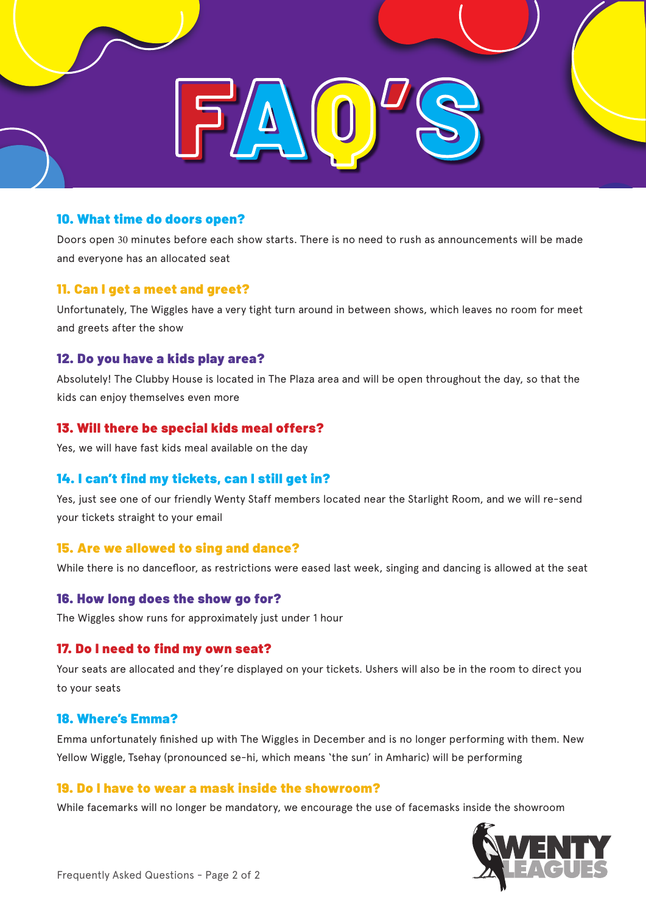# FAQ'S

### 10. What time do doors open?

Doors open 30 minutes before each show starts. There is no need to rush as announcements will be made and everyone has an allocated seat

### 11. Can I get a meet and greet?

Unfortunately, The Wiggles have a very tight turn around in between shows, which leaves no room for meet and greets after the show

### 12. Do you have a kids play area?

Absolutely! The Clubby House is located in The Plaza area and will be open throughout the day, so that the kids can enjoy themselves even more

### 13. Will there be special kids meal offers?

Yes, we will have fast kids meal available on the day

### 14. I can't find my tickets, can I still get in?

Yes, just see one of our friendly Wenty Staff members located near the Starlight Room, and we will re-send your tickets straight to your email

### 15. Are we allowed to sing and dance?

While there is no dancefloor, as restrictions were eased last week, singing and dancing is allowed at the seat

### 16. How long does the show go for?

The Wiggles show runs for approximately just under 1 hour

### 17. Do I need to find my own seat?

Your seats are allocated and they're displayed on your tickets. Ushers will also be in the room to direct you to your seats

### 18. Where's Emma?

Emma unfortunately finished up with The Wiggles in December and is no longer performing with them. New Yellow Wiggle, Tsehay (pronounced se-hi, which means 'the sun' in Amharic) will be performing

### 19. Do I have to wear a mask inside the showroom?

While facemarks will no longer be mandatory, we encourage the use of facemasks inside the showroom

WENTY LEAGUES